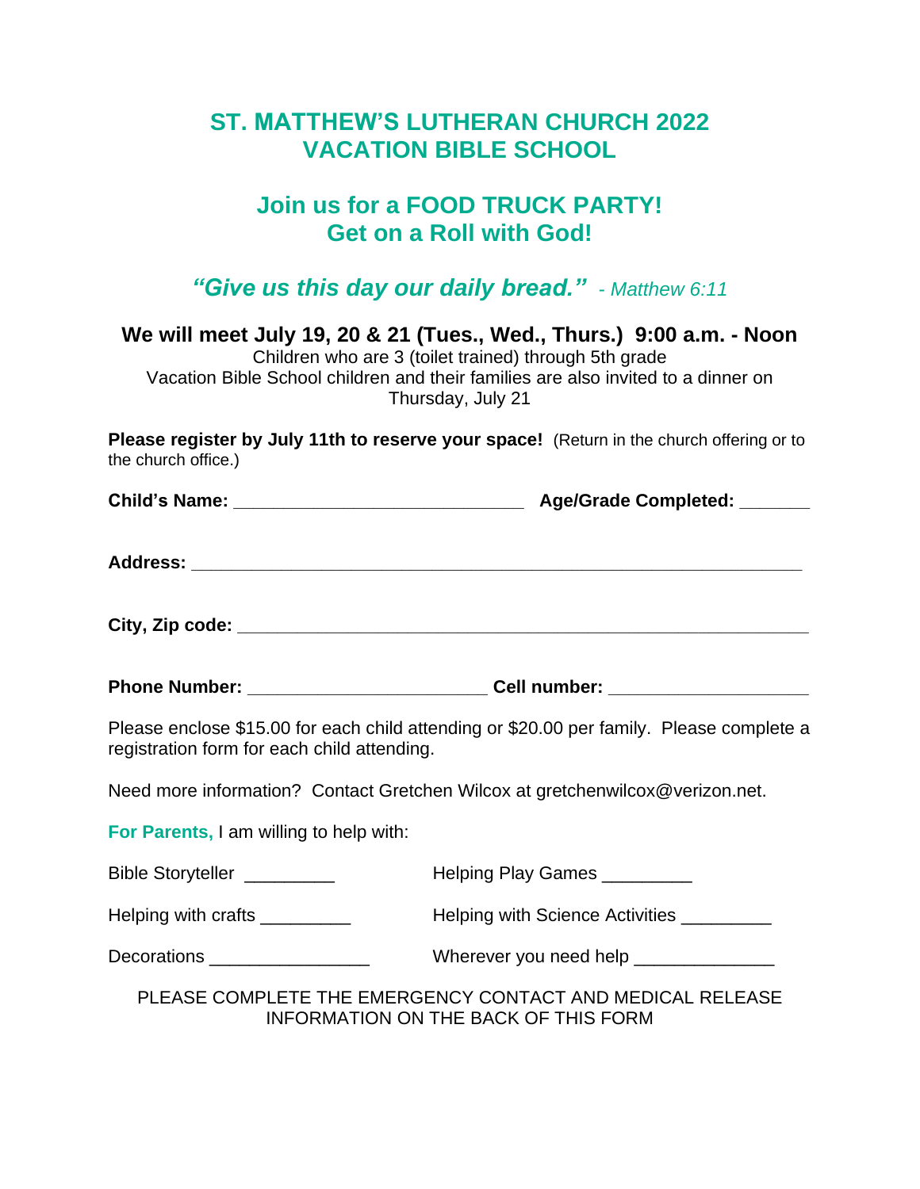# ST. MATTHEW'S LUTHERAN CHURCH 2022
# VACATION BIBLE SCHOOL

## Join us for a FOOD TRUCK PARTY!
## Get on a Roll with God!

***"Give us this day our daily bread."*** *- Matthew 6:11*

**We will meet July 19, 20 & 21 (Tues., Wed., Thurs.) 9:00 a.m. - Noon**

Children who are 3 (toilet trained) through 5th grade

Vacation Bible School children and their families are also invited to a dinner on Thursday, July 21

**Please register by July 11th to reserve your space!** (Return in the church offering or to the church office.)

**Child's Name:** ____________________________ **Age/Grade Completed:** _______

**Address:** ____________________________________________________________

**City, Zip code:** _______________________________________________________

**Phone Number:** _______________________ **Cell number:** ___________________

Please enclose $15.00 for each child attending or $20.00 per family. Please complete a registration form for each child attending.

Need more information? Contact Gretchen Wilcox at gretchenwilcox@verizon.net.

**For Parents,** I am willing to help with:

Bible Storyteller _________

Helping Play Games _________

Helping with crafts _________

Helping with Science Activities _________

Decorations ________________

Wherever you need help ______________

PLEASE COMPLETE THE EMERGENCY CONTACT AND MEDICAL RELEASE INFORMATION ON THE BACK OF THIS FORM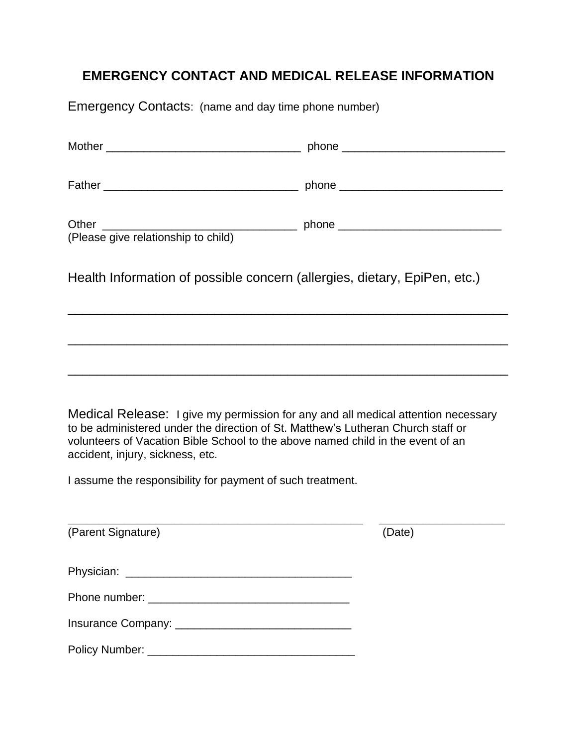# EMERGENCY CONTACT AND MEDICAL RELEASE INFORMATION

Emergency Contacts: (name and day time phone number)

Mother _______________________________ phone _________________________

Father _______________________________ phone _________________________

Other _______________________________ phone _________________________
(Please give relationship to child)

Health Information of possible concern (allergies, dietary, EpiPen, etc.)

______________________________________________________________

______________________________________________________________

______________________________________________________________

Medical Release: I give my permission for any and all medical attention necessary to be administered under the direction of St. Matthew's Lutheran Church staff or volunteers of Vacation Bible School to the above named child in the event of an accident, injury, sickness, etc.

I assume the responsibility for payment of such treatment.

_______________________________________________ ____________________
(Parent Signature) (Date)

Physician: ____________________________________

Phone number: ________________________________

Insurance Company: ____________________________

Policy Number: _________________________________